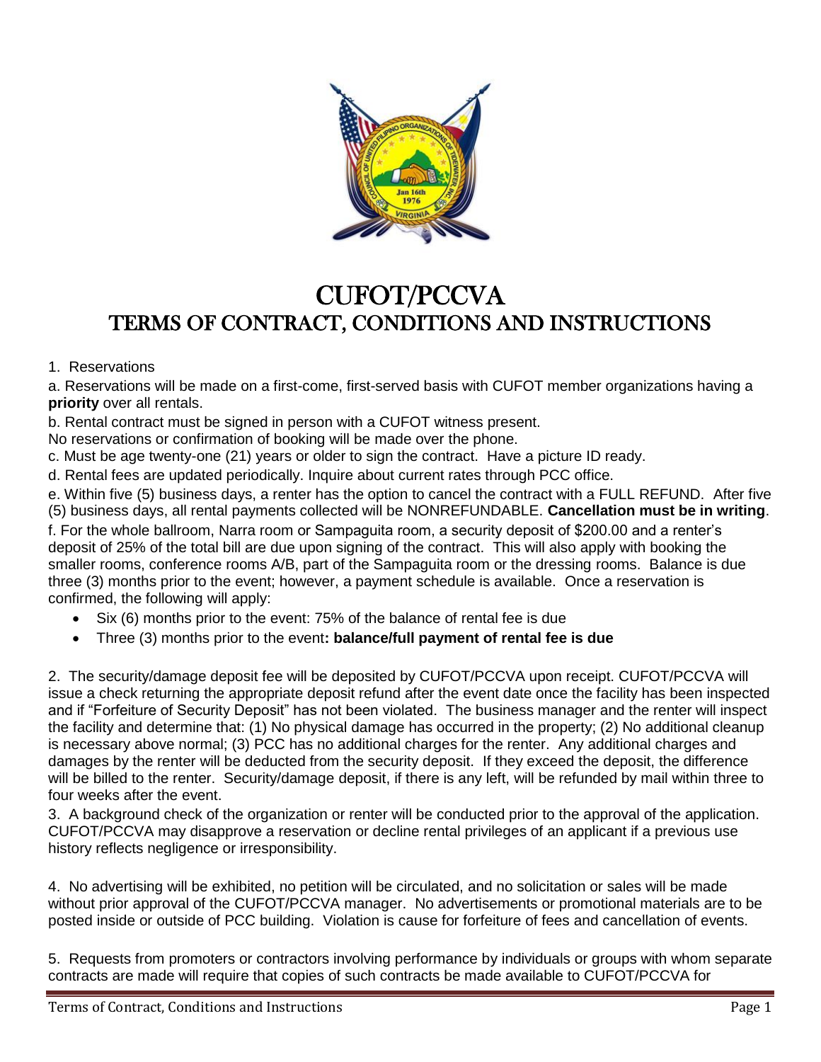# CUFOT/PCCVA

## TERMS OF CONTRACT, CONDITIONS AND INSTRUCTIONS

1. Reservations

a. Reservations will be made on a first-come, first-served basis with CUFOT member organizations having a **priority** over all rentals.

b. Rental contract must be signed in person with a CUFOT witness present.
No reservations or confirmation of booking will be made over the phone.

c. Must be age twenty-one (21) years or older to sign the contract. Have a picture ID ready.

d. Rental fees are updated periodically. Inquire about current rates through PCC office.

e. Within five (5) business days, a renter has the option to cancel the contract with a FULL REFUND. After five (5) business days, all rental payments collected will be NONREFUNDABLE. **Cancellation must be in writing**.

f. For the whole ballroom, Narra room or Sampaguita room, a security deposit of $200.00 and a renter's deposit of 25% of the total bill are due upon signing of the contract. This will also apply with booking the smaller rooms, conference rooms A/B, part of the Sampaguita room or the dressing rooms. Balance is due three (3) months prior to the event; however, a payment schedule is available. Once a reservation is confirmed, the following will apply:

- Six (6) months prior to the event: 75% of the balance of rental fee is due
- Three (3) months prior to the event**: balance/full payment of rental fee is due**

2. The security/damage deposit fee will be deposited by CUFOT/PCCVA upon receipt. CUFOT/PCCVA will issue a check returning the appropriate deposit refund after the event date once the facility has been inspected and if "Forfeiture of Security Deposit" has not been violated. The business manager and the renter will inspect the facility and determine that: (1) No physical damage has occurred in the property; (2) No additional cleanup is necessary above normal; (3) PCC has no additional charges for the renter. Any additional charges and damages by the renter will be deducted from the security deposit. If they exceed the deposit, the difference will be billed to the renter. Security/damage deposit, if there is any left, will be refunded by mail within three to four weeks after the event.

3. A background check of the organization or renter will be conducted prior to the approval of the application. CUFOT/PCCVA may disapprove a reservation or decline rental privileges of an applicant if a previous use history reflects negligence or irresponsibility.

4. No advertising will be exhibited, no petition will be circulated, and no solicitation or sales will be made without prior approval of the CUFOT/PCCVA manager. No advertisements or promotional materials are to be posted inside or outside of PCC building. Violation is cause for forfeiture of fees and cancellation of events.

5. Requests from promoters or contractors involving performance by individuals or groups with whom separate contracts are made will require that copies of such contracts be made available to CUFOT/PCCVA for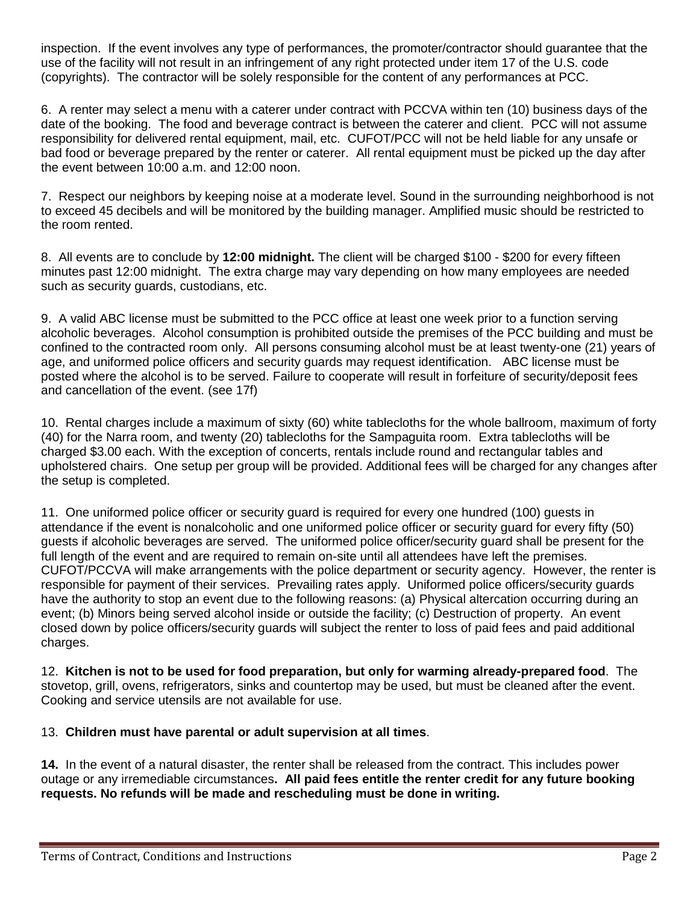inspection. If the event involves any type of performances, the promoter/contractor should guarantee that the use of the facility will not result in an infringement of any right protected under item 17 of the U.S. code (copyrights). The contractor will be solely responsible for the content of any performances at PCC.

6. A renter may select a menu with a caterer under contract with PCCVA within ten (10) business days of the date of the booking. The food and beverage contract is between the caterer and client. PCC will not assume responsibility for delivered rental equipment, mail, etc. CUFOT/PCC will not be held liable for any unsafe or bad food or beverage prepared by the renter or caterer. All rental equipment must be picked up the day after the event between 10:00 a.m. and 12:00 noon.

7. Respect our neighbors by keeping noise at a moderate level. Sound in the surrounding neighborhood is not to exceed 45 decibels and will be monitored by the building manager. Amplified music should be restricted to the room rented.

8. All events are to conclude by **12:00 midnight.** The client will be charged $100 - $200 for every fifteen minutes past 12:00 midnight. The extra charge may vary depending on how many employees are needed such as security guards, custodians, etc.

9. A valid ABC license must be submitted to the PCC office at least one week prior to a function serving alcoholic beverages. Alcohol consumption is prohibited outside the premises of the PCC building and must be confined to the contracted room only. All persons consuming alcohol must be at least twenty-one (21) years of age, and uniformed police officers and security guards may request identification. ABC license must be posted where the alcohol is to be served. Failure to cooperate will result in forfeiture of security/deposit fees and cancellation of the event. (see 17f)

10. Rental charges include a maximum of sixty (60) white tablecloths for the whole ballroom, maximum of forty (40) for the Narra room, and twenty (20) tablecloths for the Sampaguita room. Extra tablecloths will be charged $3.00 each. With the exception of concerts, rentals include round and rectangular tables and upholstered chairs. One setup per group will be provided. Additional fees will be charged for any changes after the setup is completed.

11. One uniformed police officer or security guard is required for every one hundred (100) guests in attendance if the event is nonalcoholic and one uniformed police officer or security guard for every fifty (50) guests if alcoholic beverages are served. The uniformed police officer/security guard shall be present for the full length of the event and are required to remain on-site until all attendees have left the premises. CUFOT/PCCVA will make arrangements with the police department or security agency. However, the renter is responsible for payment of their services. Prevailing rates apply. Uniformed police officers/security guards have the authority to stop an event due to the following reasons: (a) Physical altercation occurring during an event; (b) Minors being served alcohol inside or outside the facility; (c) Destruction of property. An event closed down by police officers/security guards will subject the renter to loss of paid fees and paid additional charges.

12. **Kitchen is not to be used for food preparation, but only for warming already-prepared food**. The stovetop, grill, ovens, refrigerators, sinks and countertop may be used, but must be cleaned after the event. Cooking and service utensils are not available for use.

13. **Children must have parental or adult supervision at all times**.

**14.** In the event of a natural disaster, the renter shall be released from the contract. This includes power outage or any irremediable circumstances**. All paid fees entitle the renter credit for any future booking requests. No refunds will be made and rescheduling must be done in writing.**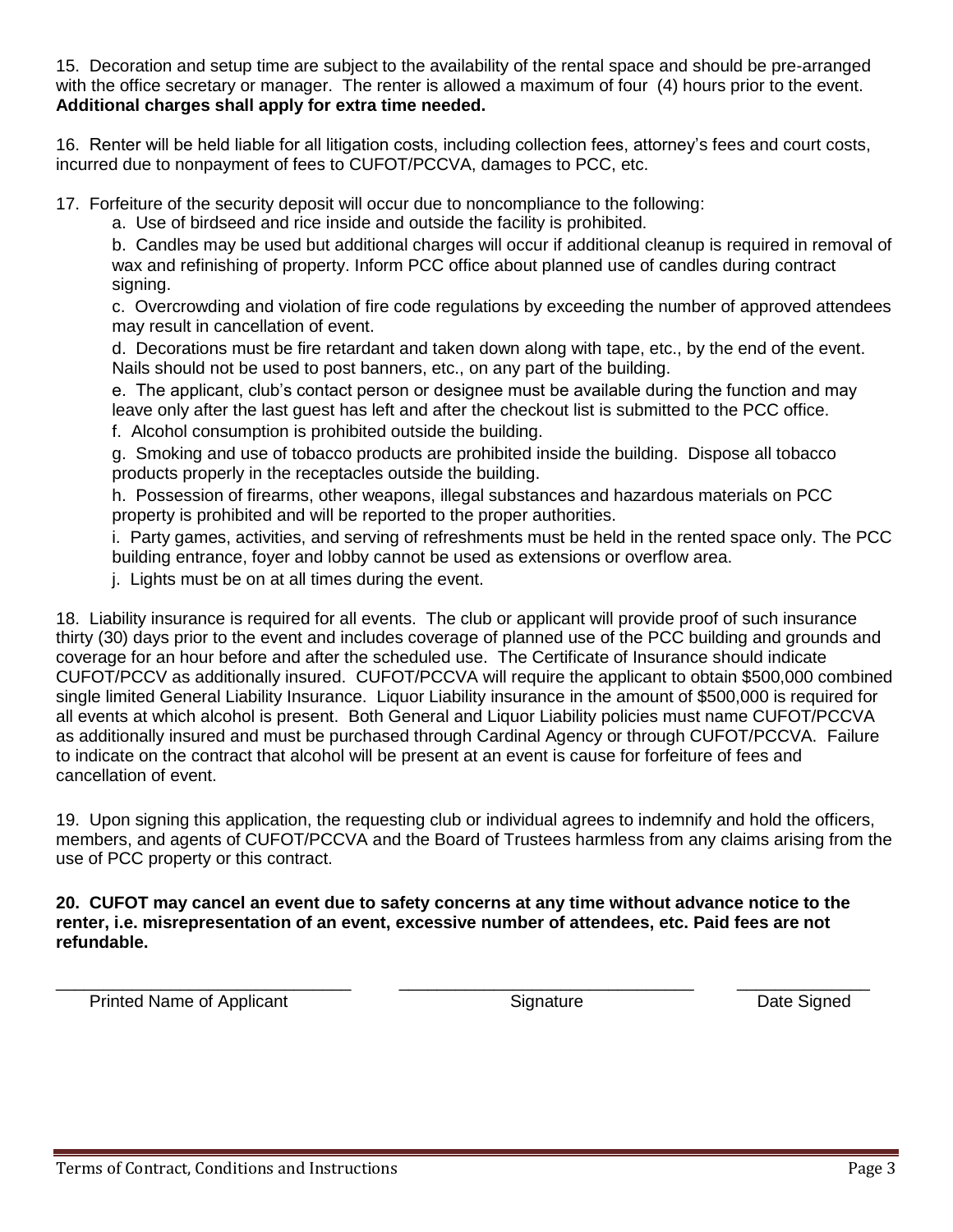15. Decoration and setup time are subject to the availability of the rental space and should be pre-arranged with the office secretary or manager. The renter is allowed a maximum of four (4) hours prior to the event. **Additional charges shall apply for extra time needed.**

16. Renter will be held liable for all litigation costs, including collection fees, attorney's fees and court costs, incurred due to nonpayment of fees to CUFOT/PCCVA, damages to PCC, etc.

17. Forfeiture of the security deposit will occur due to noncompliance to the following:

   a. Use of birdseed and rice inside and outside the facility is prohibited.

   b. Candles may be used but additional charges will occur if additional cleanup is required in removal of wax and refinishing of property. Inform PCC office about planned use of candles during contract signing.

   c. Overcrowding and violation of fire code regulations by exceeding the number of approved attendees may result in cancellation of event.

   d. Decorations must be fire retardant and taken down along with tape, etc., by the end of the event. Nails should not be used to post banners, etc., on any part of the building.

   e. The applicant, club's contact person or designee must be available during the function and may leave only after the last guest has left and after the checkout list is submitted to the PCC office.

   f. Alcohol consumption is prohibited outside the building.

   g. Smoking and use of tobacco products are prohibited inside the building. Dispose all tobacco products properly in the receptacles outside the building.

   h. Possession of firearms, other weapons, illegal substances and hazardous materials on PCC property is prohibited and will be reported to the proper authorities.

   i. Party games, activities, and serving of refreshments must be held in the rented space only. The PCC building entrance, foyer and lobby cannot be used as extensions or overflow area.

   j. Lights must be on at all times during the event.

18. Liability insurance is required for all events. The club or applicant will provide proof of such insurance thirty (30) days prior to the event and includes coverage of planned use of the PCC building and grounds and coverage for an hour before and after the scheduled use. The Certificate of Insurance should indicate CUFOT/PCCV as additionally insured. CUFOT/PCCVA will require the applicant to obtain $500,000 combined single limited General Liability Insurance. Liquor Liability insurance in the amount of $500,000 is required for all events at which alcohol is present. Both General and Liquor Liability policies must name CUFOT/PCCVA as additionally insured and must be purchased through Cardinal Agency or through CUFOT/PCCVA. Failure to indicate on the contract that alcohol will be present at an event is cause for forfeiture of fees and cancellation of event.

19. Upon signing this application, the requesting club or individual agrees to indemnify and hold the officers, members, and agents of CUFOT/PCCVA and the Board of Trustees harmless from any claims arising from the use of PCC property or this contract.

**20. CUFOT may cancel an event due to safety concerns at any time without advance notice to the renter, i.e. misrepresentation of an event, excessive number of attendees, etc. Paid fees are not refundable.**

| | | |
|---|---|---|
| ______________________________ | ______________________________ | ______________ |
| Printed Name of Applicant | Signature | Date Signed |